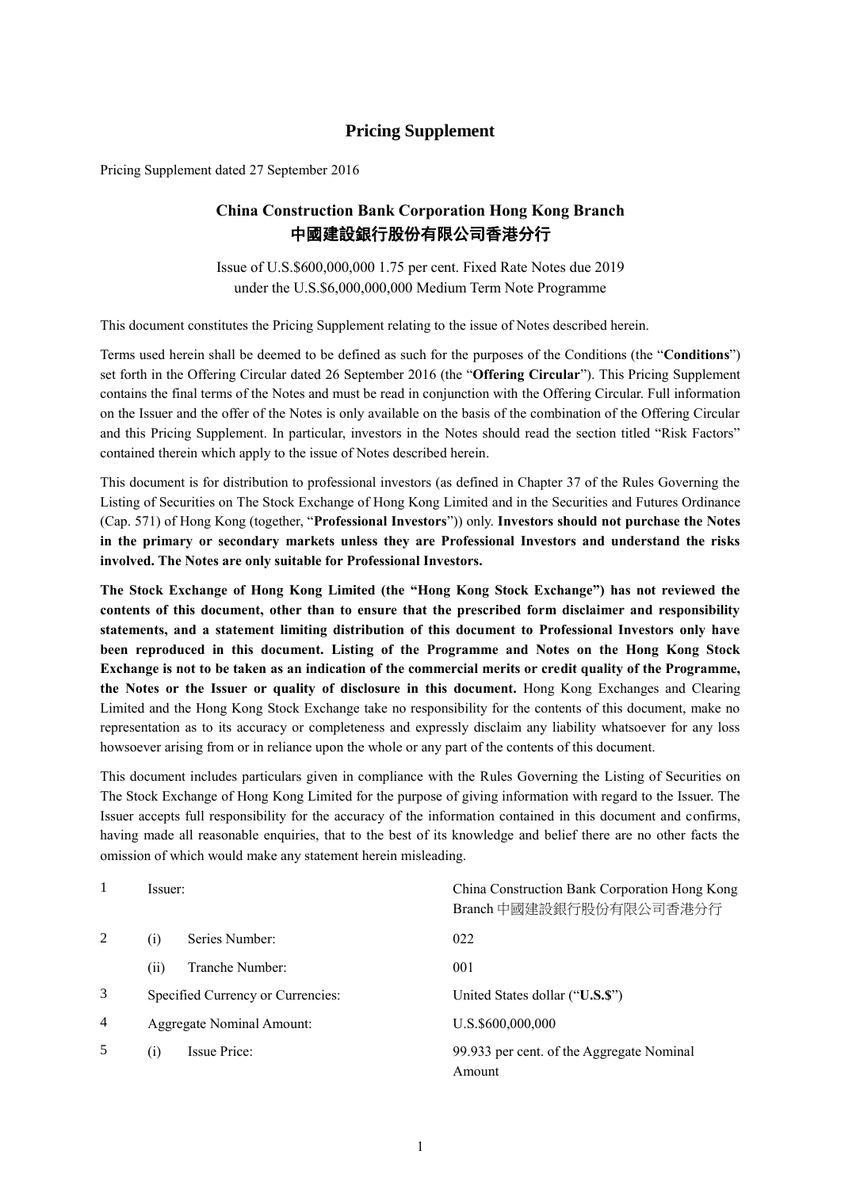# Pricing Supplement

Pricing Supplement dated 27 September 2016

## China Construction Bank Corporation Hong Kong Branch
## 中國建設銀行股份有限公司香港分行

Issue of U.S.$600,000,000 1.75 per cent. Fixed Rate Notes due 2019
under the U.S.$6,000,000,000 Medium Term Note Programme

This document constitutes the Pricing Supplement relating to the issue of Notes described herein.

Terms used herein shall be deemed to be defined as such for the purposes of the Conditions (the "**Conditions**") set forth in the Offering Circular dated 26 September 2016 (the "**Offering Circular**"). This Pricing Supplement contains the final terms of the Notes and must be read in conjunction with the Offering Circular. Full information on the Issuer and the offer of the Notes is only available on the basis of the combination of the Offering Circular and this Pricing Supplement. In particular, investors in the Notes should read the section titled "Risk Factors" contained therein which apply to the issue of Notes described herein.

This document is for distribution to professional investors (as defined in Chapter 37 of the Rules Governing the Listing of Securities on The Stock Exchange of Hong Kong Limited and in the Securities and Futures Ordinance (Cap. 571) of Hong Kong (together, "**Professional Investors**")) only. **Investors should not purchase the Notes in the primary or secondary markets unless they are Professional Investors and understand the risks involved. The Notes are only suitable for Professional Investors.**

**The Stock Exchange of Hong Kong Limited (the "Hong Kong Stock Exchange") has not reviewed the contents of this document, other than to ensure that the prescribed form disclaimer and responsibility statements, and a statement limiting distribution of this document to Professional Investors only have been reproduced in this document. Listing of the Programme and Notes on the Hong Kong Stock Exchange is not to be taken as an indication of the commercial merits or credit quality of the Programme, the Notes or the Issuer or quality of disclosure in this document.** Hong Kong Exchanges and Clearing Limited and the Hong Kong Stock Exchange take no responsibility for the contents of this document, make no representation as to its accuracy or completeness and expressly disclaim any liability whatsoever for any loss howsoever arising from or in reliance upon the whole or any part of the contents of this document.

This document includes particulars given in compliance with the Rules Governing the Listing of Securities on The Stock Exchange of Hong Kong Limited for the purpose of giving information with regard to the Issuer. The Issuer accepts full responsibility for the accuracy of the information contained in this document and confirms, having made all reasonable enquiries, that to the best of its knowledge and belief there are no other facts the omission of which would make any statement herein misleading.

| | | | |
|---|---|---|---|
| 1 | Issuer: | | China Construction Bank Corporation Hong Kong Branch 中國建設銀行股份有限公司香港分行 |
| 2 | (i) | Series Number: | 022 |
| | (ii) | Tranche Number: | 001 |
| 3 | Specified Currency or Currencies: | | United States dollar ("**U.S.$**") |
| 4 | Aggregate Nominal Amount: | | U.S.$600,000,000 |
| 5 | (i) | Issue Price: | 99.933 per cent. of the Aggregate Nominal Amount |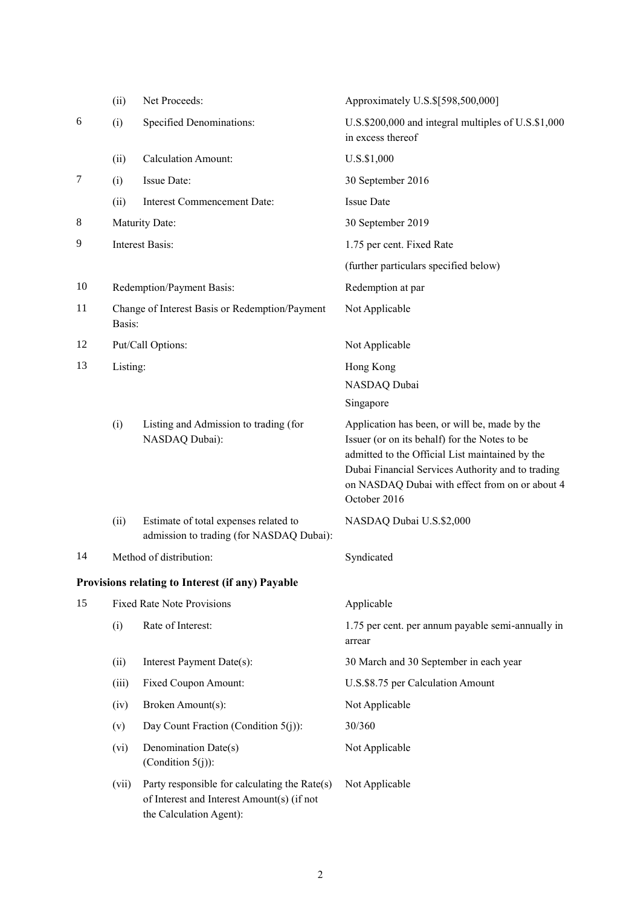| | | | |
|---|---|---|---|
| | (ii) | Net Proceeds: | Approximately U.S.$[598,500,000] |
| 6 | (i) | Specified Denominations: | U.S.$200,000 and integral multiples of U.S.$1,000 in excess thereof |
| | (ii) | Calculation Amount: | U.S.$1,000 |
| 7 | (i) | Issue Date: | 30 September 2016 |
| | (ii) | Interest Commencement Date: | Issue Date |
| 8 | | Maturity Date: | 30 September 2019 |
| 9 | | Interest Basis: | 1.75 per cent. Fixed Rate<br>(further particulars specified below) |
| 10 | | Redemption/Payment Basis: | Redemption at par |
| 11 | | Change of Interest Basis or Redemption/Payment Basis: | Not Applicable |
| 12 | | Put/Call Options: | Not Applicable |
| 13 | | Listing: | Hong Kong<br>NASDAQ Dubai<br>Singapore |
| | (i) | Listing and Admission to trading (for NASDAQ Dubai): | Application has been, or will be, made by the Issuer (or on its behalf) for the Notes to be admitted to the Official List maintained by the Dubai Financial Services Authority and to trading on NASDAQ Dubai with effect from on or about 4 October 2016 |
| | (ii) | Estimate of total expenses related to admission to trading (for NASDAQ Dubai): | NASDAQ Dubai U.S.$2,000 |
| 14 | | Method of distribution: | Syndicated |

**Provisions relating to Interest (if any) Payable**

| | | | |
|---|---|---|---|
| 15 | | Fixed Rate Note Provisions | Applicable |
| | (i) | Rate of Interest: | 1.75 per cent. per annum payable semi-annually in arrear |
| | (ii) | Interest Payment Date(s): | 30 March and 30 September in each year |
| | (iii) | Fixed Coupon Amount: | U.S.$8.75 per Calculation Amount |
| | (iv) | Broken Amount(s): | Not Applicable |
| | (v) | Day Count Fraction (Condition 5(j)): | 30/360 |
| | (vi) | Denomination Date(s) (Condition 5(j)): | Not Applicable |
| | (vii) | Party responsible for calculating the Rate(s) of Interest and Interest Amount(s) (if not the Calculation Agent): | Not Applicable |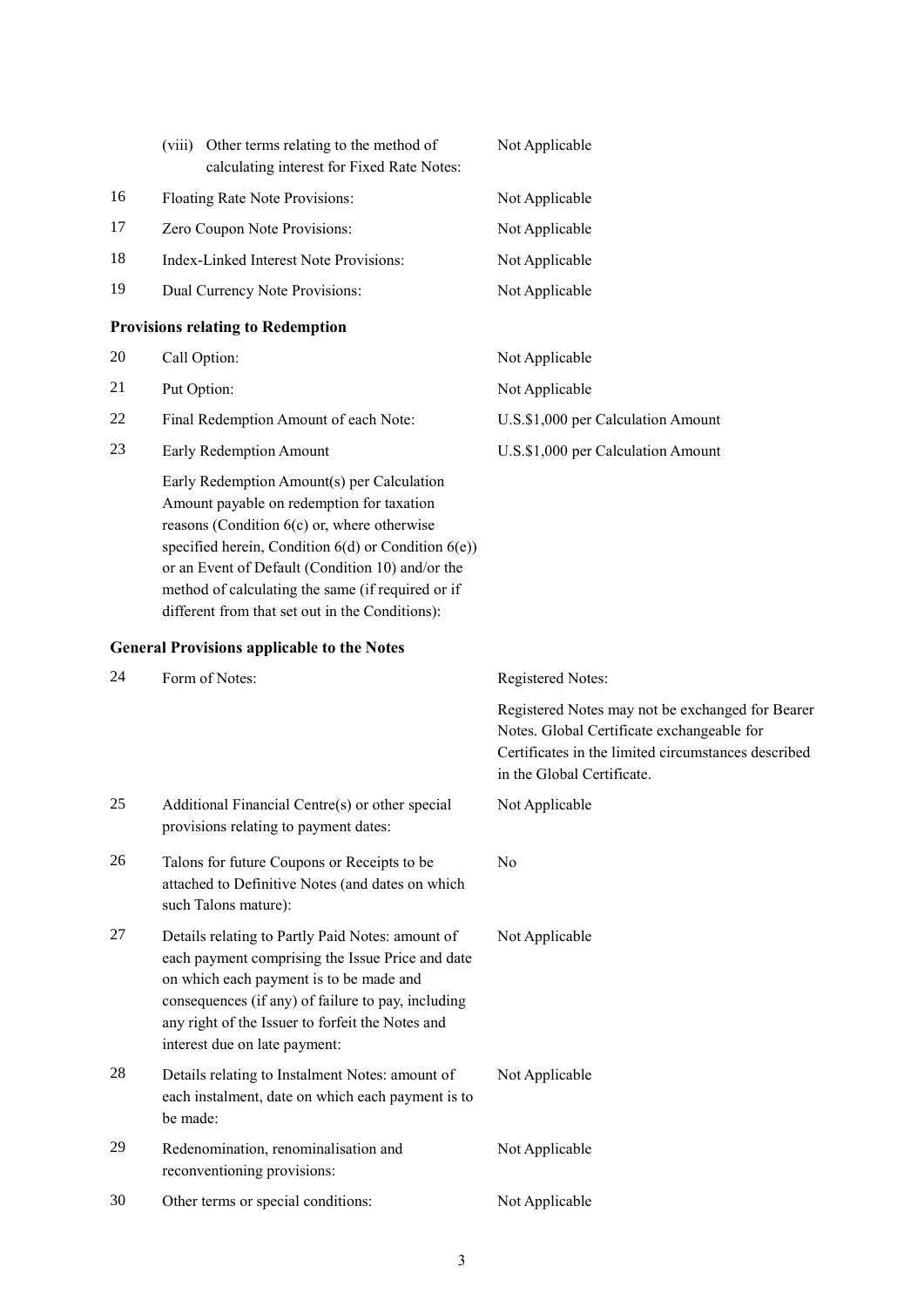| | | |
|---|---|---|
| | (viii) Other terms relating to the method of calculating interest for Fixed Rate Notes: | Not Applicable |
| 16 | Floating Rate Note Provisions: | Not Applicable |
| 17 | Zero Coupon Note Provisions: | Not Applicable |
| 18 | Index-Linked Interest Note Provisions: | Not Applicable |
| 19 | Dual Currency Note Provisions: | Not Applicable |

**Provisions relating to Redemption**

| | | |
|---|---|---|
| 20 | Call Option: | Not Applicable |
| 21 | Put Option: | Not Applicable |
| 22 | Final Redemption Amount of each Note: | U.S.$1,000 per Calculation Amount |
| 23 | Early Redemption Amount<br><br>Early Redemption Amount(s) per Calculation Amount payable on redemption for taxation reasons (Condition 6(c) or, where otherwise specified herein, Condition 6(d) or Condition 6(e)) or an Event of Default (Condition 10) and/or the method of calculating the same (if required or if different from that set out in the Conditions): | U.S.$1,000 per Calculation Amount |

**General Provisions applicable to the Notes**

| | | |
|---|---|---|
| 24 | Form of Notes: | Registered Notes:<br><br>Registered Notes may not be exchanged for Bearer Notes. Global Certificate exchangeable for Certificates in the limited circumstances described in the Global Certificate. |
| 25 | Additional Financial Centre(s) or other special provisions relating to payment dates: | Not Applicable |
| 26 | Talons for future Coupons or Receipts to be attached to Definitive Notes (and dates on which such Talons mature): | No |
| 27 | Details relating to Partly Paid Notes: amount of each payment comprising the Issue Price and date on which each payment is to be made and consequences (if any) of failure to pay, including any right of the Issuer to forfeit the Notes and interest due on late payment: | Not Applicable |
| 28 | Details relating to Instalment Notes: amount of each instalment, date on which each payment is to be made: | Not Applicable |
| 29 | Redenomination, renominalisation and reconventioning provisions: | Not Applicable |
| 30 | Other terms or special conditions: | Not Applicable |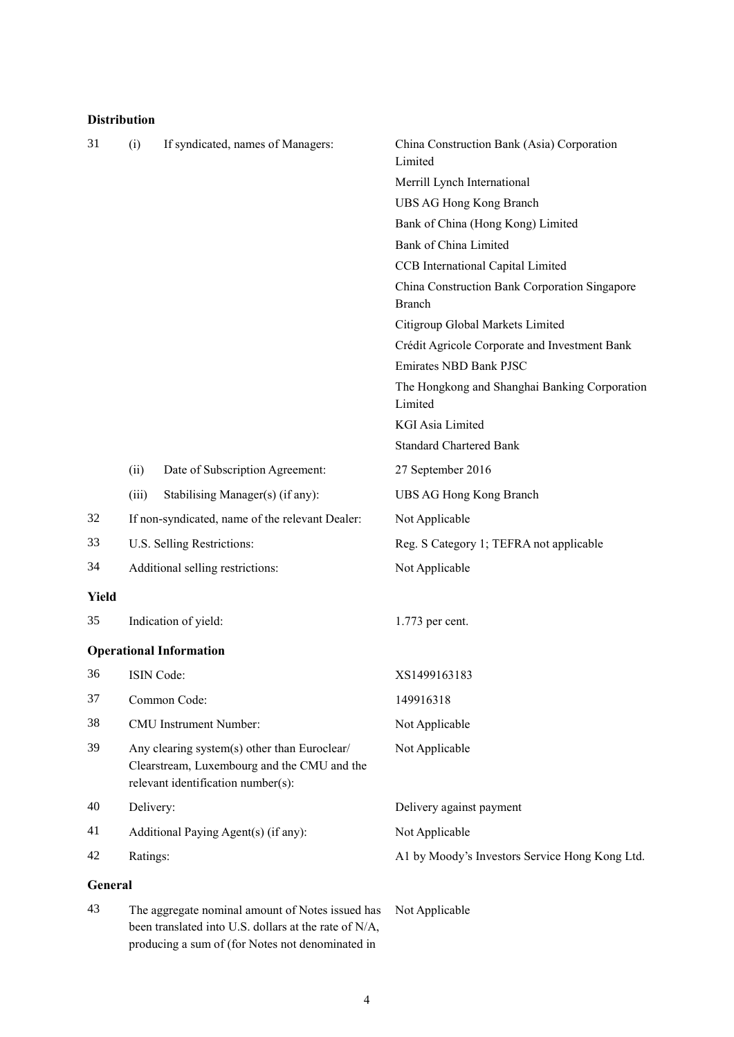**Distribution**

| | | | |
|---|---|---|---|
| 31 | (i) | If syndicated, names of Managers: | China Construction Bank (Asia) Corporation Limited<br>Merrill Lynch International<br>UBS AG Hong Kong Branch<br>Bank of China (Hong Kong) Limited<br>Bank of China Limited<br>CCB International Capital Limited<br>China Construction Bank Corporation Singapore Branch<br>Citigroup Global Markets Limited<br>Crédit Agricole Corporate and Investment Bank<br>Emirates NBD Bank PJSC<br>The Hongkong and Shanghai Banking Corporation Limited<br>KGI Asia Limited<br>Standard Chartered Bank |
| | (ii) | Date of Subscription Agreement: | 27 September 2016 |
| | (iii) | Stabilising Manager(s) (if any): | UBS AG Hong Kong Branch |
| 32 | | If non-syndicated, name of the relevant Dealer: | Not Applicable |
| 33 | | U.S. Selling Restrictions: | Reg. S Category 1; TEFRA not applicable |
| 34 | | Additional selling restrictions: | Not Applicable |

**Yield**

| | | |
|---|---|---|
| 35 | Indication of yield: | 1.773 per cent. |

**Operational Information**

| | | |
|---|---|---|
| 36 | ISIN Code: | XS1499163183 |
| 37 | Common Code: | 149916318 |
| 38 | CMU Instrument Number: | Not Applicable |
| 39 | Any clearing system(s) other than Euroclear/ Clearstream, Luxembourg and the CMU and the relevant identification number(s): | Not Applicable |
| 40 | Delivery: | Delivery against payment |
| 41 | Additional Paying Agent(s) (if any): | Not Applicable |
| 42 | Ratings: | A1 by Moody's Investors Service Hong Kong Ltd. |

**General**

| | | |
|---|---|---|
| 43 | The aggregate nominal amount of Notes issued has been translated into U.S. dollars at the rate of N/A, producing a sum of (for Notes not denominated in | Not Applicable |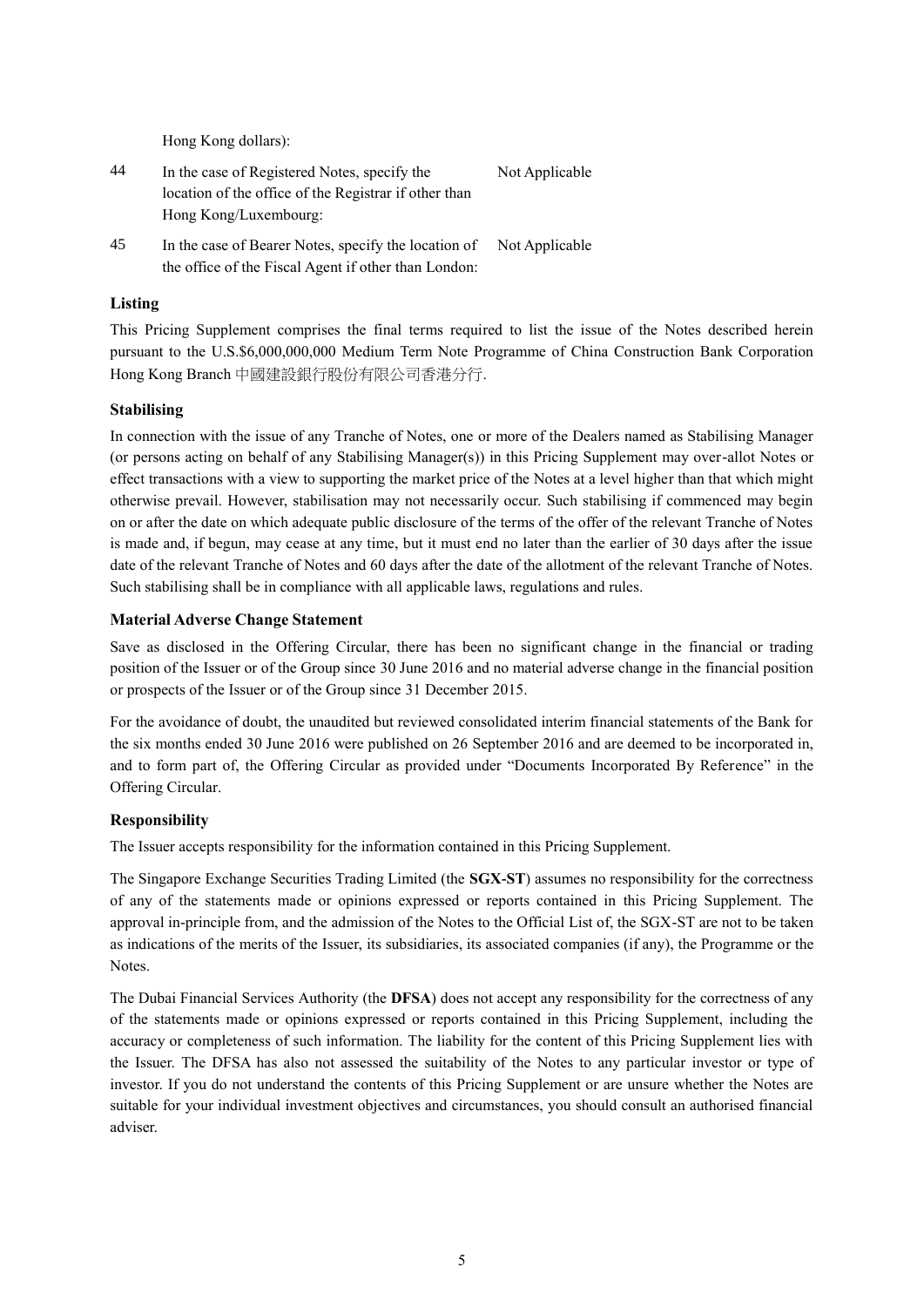Hong Kong dollars):

| | | |
|---|---|---|
| 44 | In the case of Registered Notes, specify the location of the office of the Registrar if other than Hong Kong/Luxembourg: | Not Applicable |
| 45 | In the case of Bearer Notes, specify the location of the office of the Fiscal Agent if other than London: | Not Applicable |

### Listing

This Pricing Supplement comprises the final terms required to list the issue of the Notes described herein pursuant to the U.S.$6,000,000,000 Medium Term Note Programme of China Construction Bank Corporation Hong Kong Branch 中國建設銀行股份有限公司香港分行.

### Stabilising

In connection with the issue of any Tranche of Notes, one or more of the Dealers named as Stabilising Manager (or persons acting on behalf of any Stabilising Manager(s)) in this Pricing Supplement may over-allot Notes or effect transactions with a view to supporting the market price of the Notes at a level higher than that which might otherwise prevail. However, stabilisation may not necessarily occur. Such stabilising if commenced may begin on or after the date on which adequate public disclosure of the terms of the offer of the relevant Tranche of Notes is made and, if begun, may cease at any time, but it must end no later than the earlier of 30 days after the issue date of the relevant Tranche of Notes and 60 days after the date of the allotment of the relevant Tranche of Notes. Such stabilising shall be in compliance with all applicable laws, regulations and rules.

### Material Adverse Change Statement

Save as disclosed in the Offering Circular, there has been no significant change in the financial or trading position of the Issuer or of the Group since 30 June 2016 and no material adverse change in the financial position or prospects of the Issuer or of the Group since 31 December 2015.

For the avoidance of doubt, the unaudited but reviewed consolidated interim financial statements of the Bank for the six months ended 30 June 2016 were published on 26 September 2016 and are deemed to be incorporated in, and to form part of, the Offering Circular as provided under "Documents Incorporated By Reference" in the Offering Circular.

### Responsibility

The Issuer accepts responsibility for the information contained in this Pricing Supplement.

The Singapore Exchange Securities Trading Limited (the **SGX-ST**) assumes no responsibility for the correctness of any of the statements made or opinions expressed or reports contained in this Pricing Supplement. The approval in-principle from, and the admission of the Notes to the Official List of, the SGX-ST are not to be taken as indications of the merits of the Issuer, its subsidiaries, its associated companies (if any), the Programme or the Notes.

The Dubai Financial Services Authority (the **DFSA**) does not accept any responsibility for the correctness of any of the statements made or opinions expressed or reports contained in this Pricing Supplement, including the accuracy or completeness of such information. The liability for the content of this Pricing Supplement lies with the Issuer. The DFSA has also not assessed the suitability of the Notes to any particular investor or type of investor. If you do not understand the contents of this Pricing Supplement or are unsure whether the Notes are suitable for your individual investment objectives and circumstances, you should consult an authorised financial adviser.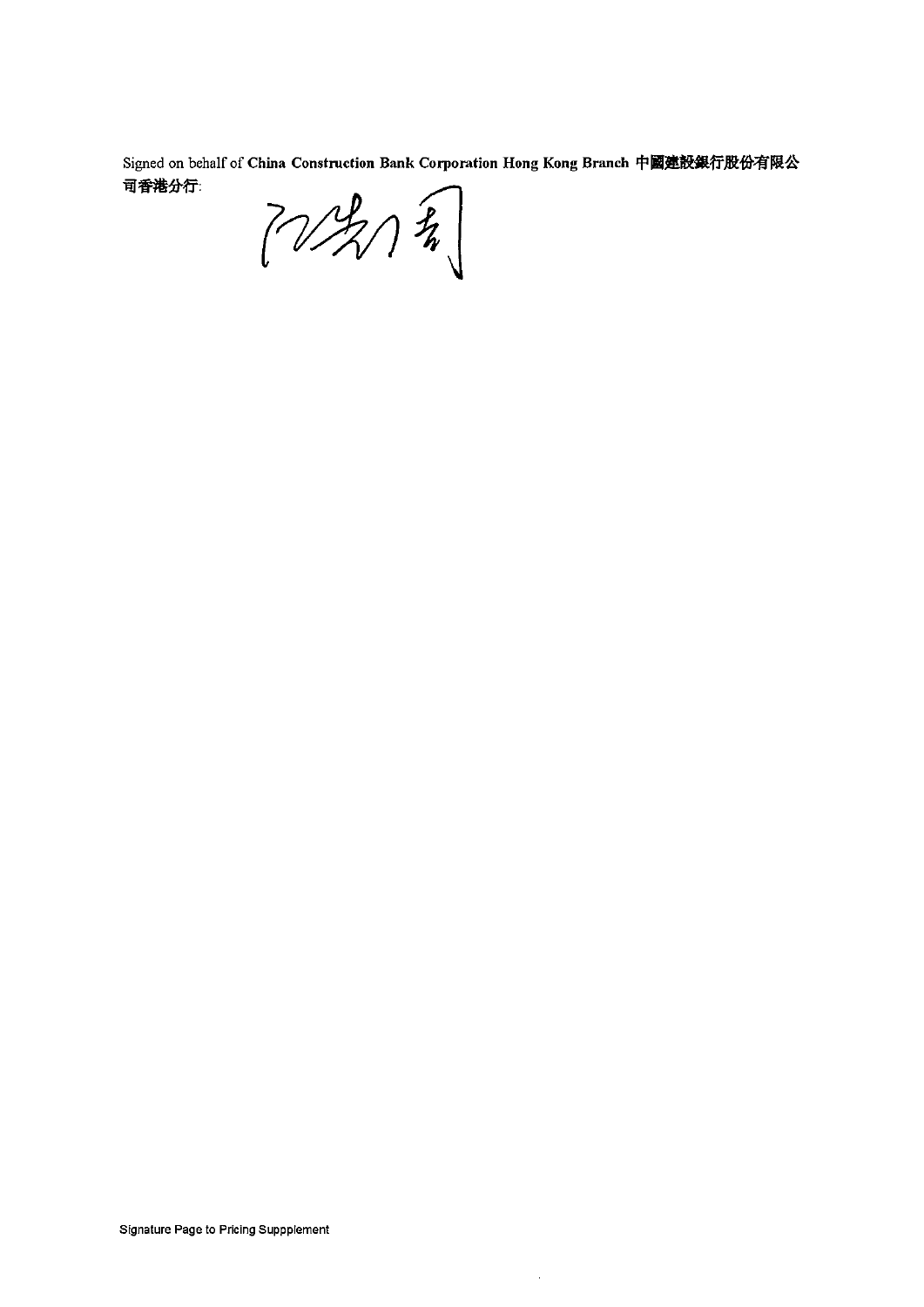Signed on behalf of **China Construction Bank Corporation Hong Kong Branch 中國建設銀行股份有限公司香港分行**:

Signature Page to Pricing Suppplement